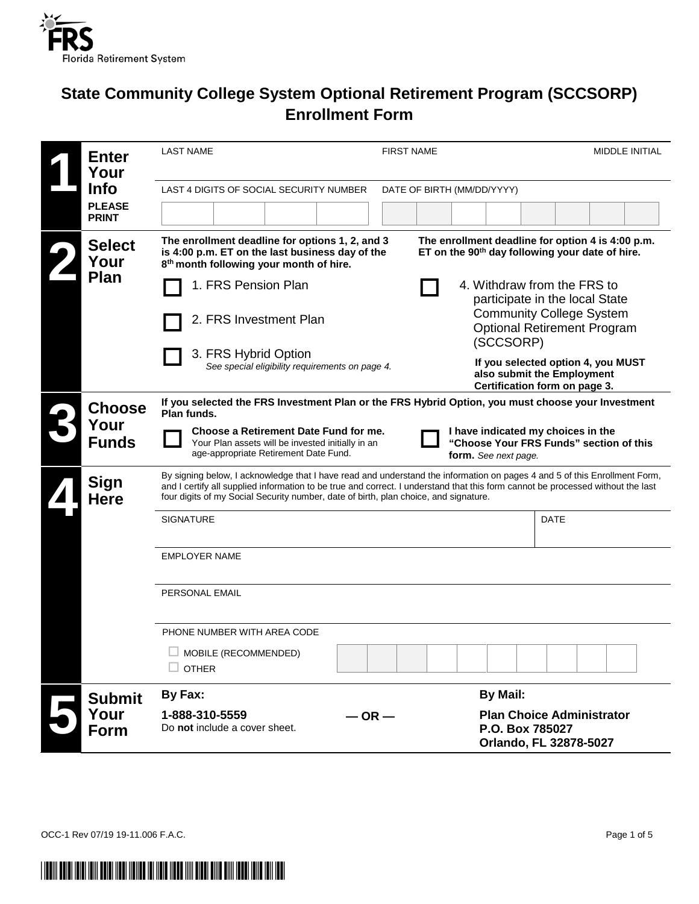FRS Florida Retirement System

# State Community College System Optional Retirement Program (SCCSORP) Enrollment Form

## 1 Enter Your Info

**PLEASE PRINT**

LAST NAME | FIRST NAME | MIDDLE INITIAL

LAST 4 DIGITS OF SOCIAL SECURITY NUMBER | DATE OF BIRTH (MM/DD/YYYY)

## 2 Select Your Plan

**The enrollment deadline for options 1, 2, and 3 is 4:00 p.m. ET on the last business day of the 8th month following your month of hire.**

☐ 1. FRS Pension Plan

☐ 2. FRS Investment Plan

☐ 3. FRS Hybrid Option
*See special eligibility requirements on page 4.*

**The enrollment deadline for option 4 is 4:00 p.m. ET on the 90th day following your date of hire.**

☐ 4. Withdraw from the FRS to participate in the local State Community College System Optional Retirement Program (SCCSORP)

**If you selected option 4, you MUST also submit the Employment Certification form on page 3.**

## 3 Choose Your Funds

**If you selected the FRS Investment Plan or the FRS Hybrid Option, you must choose your Investment Plan funds.**

☐ **Choose a Retirement Date Fund for me.** Your Plan assets will be invested initially in an age-appropriate Retirement Date Fund.

☐ **I have indicated my choices in the "Choose Your FRS Funds" section of this form.** *See next page.*

## 4 Sign Here

By signing below, I acknowledge that I have read and understand the information on pages 4 and 5 of this Enrollment Form, and I certify all supplied information to be true and correct. I understand that this form cannot be processed without the last four digits of my Social Security number, date of birth, plan choice, and signature.

SIGNATURE | DATE

EMPLOYER NAME

PERSONAL EMAIL

PHONE NUMBER WITH AREA CODE

☐ MOBILE (RECOMMENDED)
☐ OTHER

## 5 Submit Your Form

**By Fax:**

**1-888-310-5559**
Do **not** include a cover sheet.

**— OR —**

**By Mail:**

**Plan Choice Administrator**
**P.O. Box 785027**
**Orlando, FL 32878-5027**

OCC-1 Rev 07/19 19-11.006 F.A.C.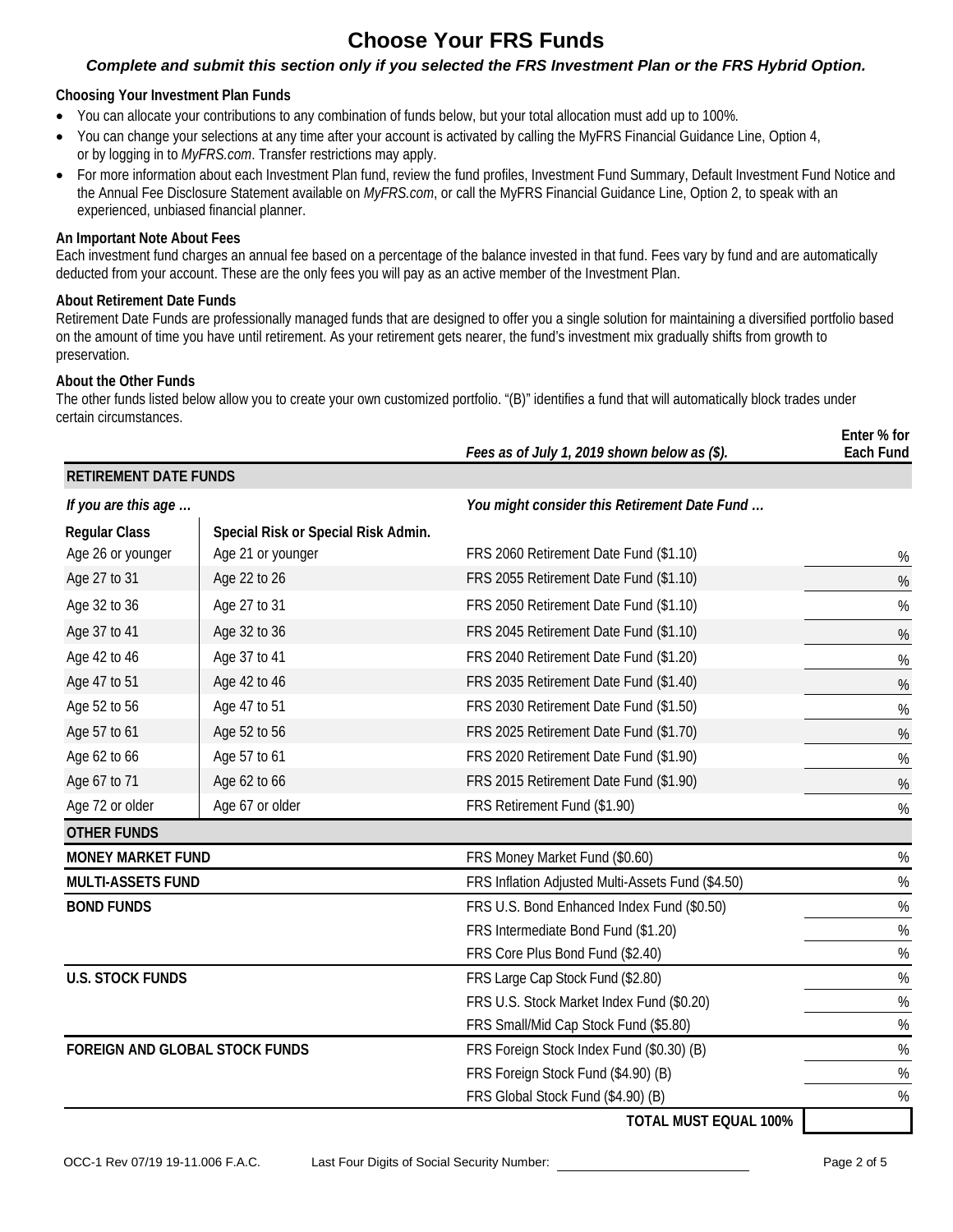# Choose Your FRS Funds

***Complete and submit this section only if you selected the FRS Investment Plan or the FRS Hybrid Option.***

**Choosing Your Investment Plan Funds**

- You can allocate your contributions to any combination of funds below, but your total allocation must add up to 100%.
- You can change your selections at any time after your account is activated by calling the MyFRS Financial Guidance Line, Option 4, or by logging in to *MyFRS.com*. Transfer restrictions may apply.
- For more information about each Investment Plan fund, review the fund profiles, Investment Fund Summary, Default Investment Fund Notice and the Annual Fee Disclosure Statement available on *MyFRS.com*, or call the MyFRS Financial Guidance Line, Option 2, to speak with an experienced, unbiased financial planner.

**An Important Note About Fees**

Each investment fund charges an annual fee based on a percentage of the balance invested in that fund. Fees vary by fund and are automatically deducted from your account. These are the only fees you will pay as an active member of the Investment Plan.

**About Retirement Date Funds**

Retirement Date Funds are professionally managed funds that are designed to offer you a single solution for maintaining a diversified portfolio based on the amount of time you have until retirement. As your retirement gets nearer, the fund's investment mix gradually shifts from growth to preservation.

**About the Other Funds**

The other funds listed below allow you to create your own customized portfolio. "(B)" identifies a fund that will automatically block trades under certain circumstances.

| | | *Fees as of July 1, 2019 shown below as ($).* | **Enter % for Each Fund** |
|---|---|---|---|
| **RETIREMENT DATE FUNDS** | | | |
| *If you are this age …* | | *You might consider this Retirement Date Fund …* | |
| **Regular Class** | **Special Risk or Special Risk Admin.** | | |
| Age 26 or younger | Age 21 or younger | FRS 2060 Retirement Date Fund ($1.10) | % |
| Age 27 to 31 | Age 22 to 26 | FRS 2055 Retirement Date Fund ($1.10) | % |
| Age 32 to 36 | Age 27 to 31 | FRS 2050 Retirement Date Fund ($1.10) | % |
| Age 37 to 41 | Age 32 to 36 | FRS 2045 Retirement Date Fund ($1.10) | % |
| Age 42 to 46 | Age 37 to 41 | FRS 2040 Retirement Date Fund ($1.20) | % |
| Age 47 to 51 | Age 42 to 46 | FRS 2035 Retirement Date Fund ($1.40) | % |
| Age 52 to 56 | Age 47 to 51 | FRS 2030 Retirement Date Fund ($1.50) | % |
| Age 57 to 61 | Age 52 to 56 | FRS 2025 Retirement Date Fund ($1.70) | % |
| Age 62 to 66 | Age 57 to 61 | FRS 2020 Retirement Date Fund ($1.90) | % |
| Age 67 to 71 | Age 62 to 66 | FRS 2015 Retirement Date Fund ($1.90) | % |
| Age 72 or older | Age 67 or older | FRS Retirement Fund ($1.90) | % |
| **OTHER FUNDS** | | | |
| **MONEY MARKET FUND** | | FRS Money Market Fund ($0.60) | % |
| **MULTI-ASSETS FUND** | | FRS Inflation Adjusted Multi-Assets Fund ($4.50) | % |
| **BOND FUNDS** | | FRS U.S. Bond Enhanced Index Fund ($0.50) | % |
| | | FRS Intermediate Bond Fund ($1.20) | % |
| | | FRS Core Plus Bond Fund ($2.40) | % |
| **U.S. STOCK FUNDS** | | FRS Large Cap Stock Fund ($2.80) | % |
| | | FRS U.S. Stock Market Index Fund ($0.20) | % |
| | | FRS Small/Mid Cap Stock Fund ($5.80) | % |
| **FOREIGN AND GLOBAL STOCK FUNDS** | | FRS Foreign Stock Index Fund ($0.30) (B) | % |
| | | FRS Foreign Stock Fund ($4.90) (B) | % |
| | | FRS Global Stock Fund ($4.90) (B) | % |
| | | **TOTAL MUST EQUAL 100%** | |

OCC-1 Rev 07/19 19-11.006 F.A.C. Last Four Digits of Social Security Number: ____________________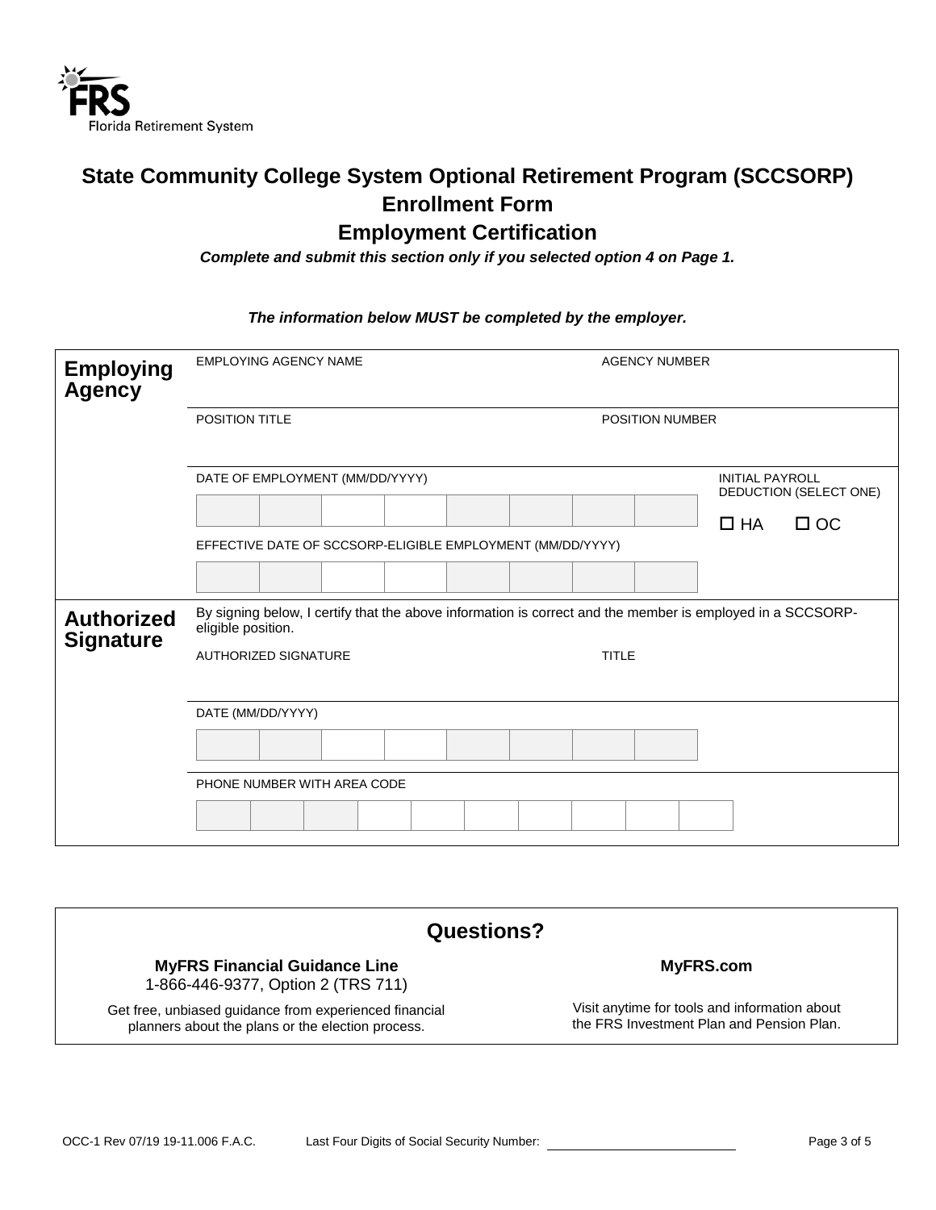Florida Retirement System

# State Community College System Optional Retirement Program (SCCSORP) Enrollment Form

## Employment Certification

***Complete and submit this section only if you selected option 4 on Page 1.***

***The information below MUST be completed by the employer.***

| | | | |
|---|---|---|---|
| **Employing Agency** | EMPLOYING AGENCY NAME | AGENCY NUMBER | |
| | POSITION TITLE | POSITION NUMBER | |
| | DATE OF EMPLOYMENT (MM/DD/YYYY) | | INITIAL PAYROLL DEDUCTION (SELECT ONE) ☐ HA ☐ OC |
| | EFFECTIVE DATE OF SCCSORP-ELIGIBLE EMPLOYMENT (MM/DD/YYYY) | | |
| **Authorized Signature** | By signing below, I certify that the above information is correct and the member is employed in a SCCSORP-eligible position. | | |
| | AUTHORIZED SIGNATURE | TITLE | |
| | DATE (MM/DD/YYYY) | | |
| | PHONE NUMBER WITH AREA CODE | | |

## Questions?

**MyFRS Financial Guidance Line**
1-866-446-9377, Option 2 (TRS 711)

Get free, unbiased guidance from experienced financial planners about the plans or the election process.

**MyFRS.com**

Visit anytime for tools and information about the FRS Investment Plan and Pension Plan.

OCC-1 Rev 07/19 19-11.006 F.A.C. Last Four Digits of Social Security Number: ____________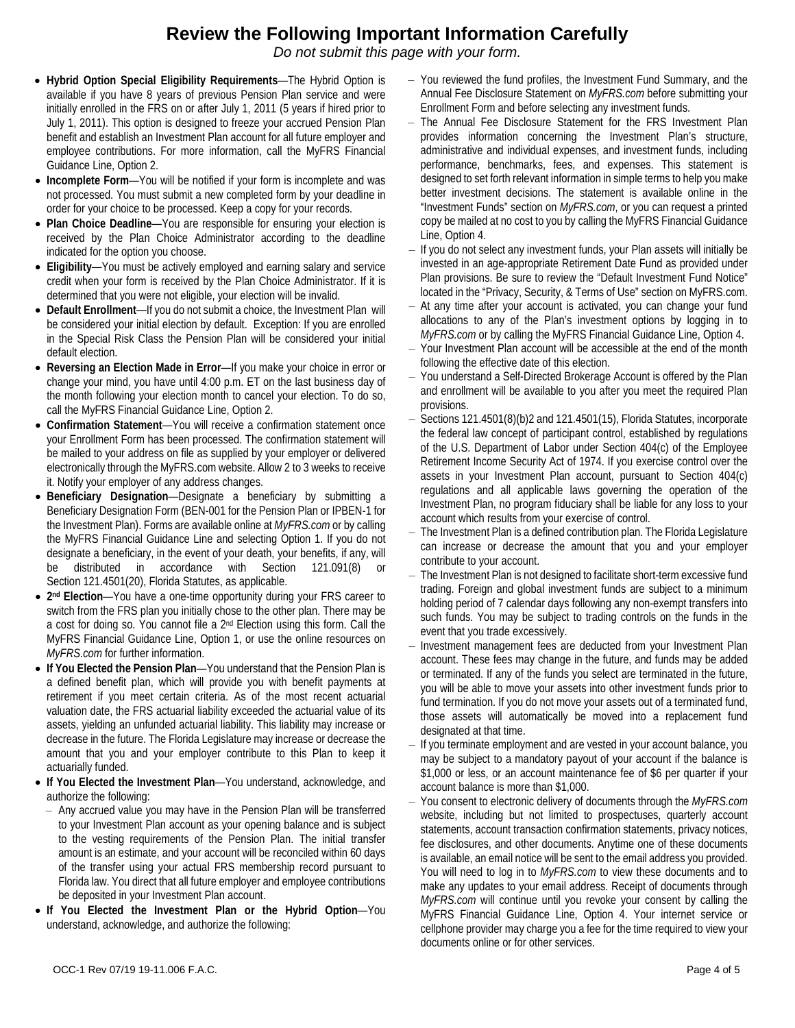# Review the Following Important Information Carefully

*Do not submit this page with your form.*

- **Hybrid Option Special Eligibility Requirements**—The Hybrid Option is available if you have 8 years of previous Pension Plan service and were initially enrolled in the FRS on or after July 1, 2011 (5 years if hired prior to July 1, 2011). This option is designed to freeze your accrued Pension Plan benefit and establish an Investment Plan account for all future employer and employee contributions. For more information, call the MyFRS Financial Guidance Line, Option 2.
- **Incomplete Form**—You will be notified if your form is incomplete and was not processed. You must submit a new completed form by your deadline in order for your choice to be processed. Keep a copy for your records.
- **Plan Choice Deadline**—You are responsible for ensuring your election is received by the Plan Choice Administrator according to the deadline indicated for the option you choose.
- **Eligibility**—You must be actively employed and earning salary and service credit when your form is received by the Plan Choice Administrator. If it is determined that you were not eligible, your election will be invalid.
- **Default Enrollment**—If you do not submit a choice, the Investment Plan will be considered your initial election by default. Exception: If you are enrolled in the Special Risk Class the Pension Plan will be considered your initial default election.
- **Reversing an Election Made in Error**—If you make your choice in error or change your mind, you have until 4:00 p.m. ET on the last business day of the month following your election month to cancel your election. To do so, call the MyFRS Financial Guidance Line, Option 2.
- **Confirmation Statement**—You will receive a confirmation statement once your Enrollment Form has been processed. The confirmation statement will be mailed to your address on file as supplied by your employer or delivered electronically through the MyFRS.com website. Allow 2 to 3 weeks to receive it. Notify your employer of any address changes.
- **Beneficiary Designation**—Designate a beneficiary by submitting a Beneficiary Designation Form (BEN-001 for the Pension Plan or IPBEN-1 for the Investment Plan). Forms are available online at *MyFRS.com* or by calling the MyFRS Financial Guidance Line and selecting Option 1. If you do not designate a beneficiary, in the event of your death, your benefits, if any, will be distributed in accordance with Section 121.091(8) or Section 121.4501(20), Florida Statutes, as applicable.
- **2nd Election**—You have a one-time opportunity during your FRS career to switch from the FRS plan you initially chose to the other plan. There may be a cost for doing so. You cannot file a 2nd Election using this form. Call the MyFRS Financial Guidance Line, Option 1, or use the online resources on *MyFRS.com* for further information.
- **If You Elected the Pension Plan**—You understand that the Pension Plan is a defined benefit plan, which will provide you with benefit payments at retirement if you meet certain criteria. As of the most recent actuarial valuation date, the FRS actuarial liability exceeded the actuarial value of its assets, yielding an unfunded actuarial liability. This liability may increase or decrease in the future. The Florida Legislature may increase or decrease the amount that you and your employer contribute to this Plan to keep it actuarially funded.
- **If You Elected the Investment Plan**—You understand, acknowledge, and authorize the following:
  - Any accrued value you may have in the Pension Plan will be transferred to your Investment Plan account as your opening balance and is subject to the vesting requirements of the Pension Plan. The initial transfer amount is an estimate, and your account will be reconciled within 60 days of the transfer using your actual FRS membership record pursuant to Florida law. You direct that all future employer and employee contributions be deposited in your Investment Plan account.
- **If You Elected the Investment Plan or the Hybrid Option**—You understand, acknowledge, and authorize the following:
  - You reviewed the fund profiles, the Investment Fund Summary, and the Annual Fee Disclosure Statement on *MyFRS.com* before submitting your Enrollment Form and before selecting any investment funds.
  - The Annual Fee Disclosure Statement for the FRS Investment Plan provides information concerning the Investment Plan's structure, administrative and individual expenses, and investment funds, including performance, benchmarks, fees, and expenses. This statement is designed to set forth relevant information in simple terms to help you make better investment decisions. The statement is available online in the "Investment Funds" section on *MyFRS.com*, or you can request a printed copy be mailed at no cost to you by calling the MyFRS Financial Guidance Line, Option 4.
  - If you do not select any investment funds, your Plan assets will initially be invested in an age-appropriate Retirement Date Fund as provided under Plan provisions. Be sure to review the "Default Investment Fund Notice" located in the "Privacy, Security, & Terms of Use" section on MyFRS.com.
  - At any time after your account is activated, you can change your fund allocations to any of the Plan's investment options by logging in to *MyFRS.com* or by calling the MyFRS Financial Guidance Line, Option 4.
  - Your Investment Plan account will be accessible at the end of the month following the effective date of this election.
  - You understand a Self-Directed Brokerage Account is offered by the Plan and enrollment will be available to you after you meet the required Plan provisions.
  - Sections 121.4501(8)(b)2 and 121.4501(15), Florida Statutes, incorporate the federal law concept of participant control, established by regulations of the U.S. Department of Labor under Section 404(c) of the Employee Retirement Income Security Act of 1974. If you exercise control over the assets in your Investment Plan account, pursuant to Section 404(c) regulations and all applicable laws governing the operation of the Investment Plan, no program fiduciary shall be liable for any loss to your account which results from your exercise of control.
  - The Investment Plan is a defined contribution plan. The Florida Legislature can increase or decrease the amount that you and your employer contribute to your account.
  - The Investment Plan is not designed to facilitate short-term excessive fund trading. Foreign and global investment funds are subject to a minimum holding period of 7 calendar days following any non-exempt transfers into such funds. You may be subject to trading controls on the funds in the event that you trade excessively.
  - Investment management fees are deducted from your Investment Plan account. These fees may change in the future, and funds may be added or terminated. If any of the funds you select are terminated in the future, you will be able to move your assets into other investment funds prior to fund termination. If you do not move your assets out of a terminated fund, those assets will automatically be moved into a replacement fund designated at that time.
  - If you terminate employment and are vested in your account balance, you may be subject to a mandatory payout of your account if the balance is $1,000 or less, or an account maintenance fee of $6 per quarter if your account balance is more than $1,000.
  - You consent to electronic delivery of documents through the *MyFRS.com* website, including but not limited to prospectuses, quarterly account statements, account transaction confirmation statements, privacy notices, fee disclosures, and other documents. Anytime one of these documents is available, an email notice will be sent to the email address you provided. You will need to log in to *MyFRS.com* to view these documents and to make any updates to your email address. Receipt of documents through *MyFRS.com* will continue until you revoke your consent by calling the MyFRS Financial Guidance Line, Option 4. Your internet service or cellphone provider may charge you a fee for the time required to view your documents online or for other services.

OCC-1 Rev 07/19 19-11.006 F.A.C.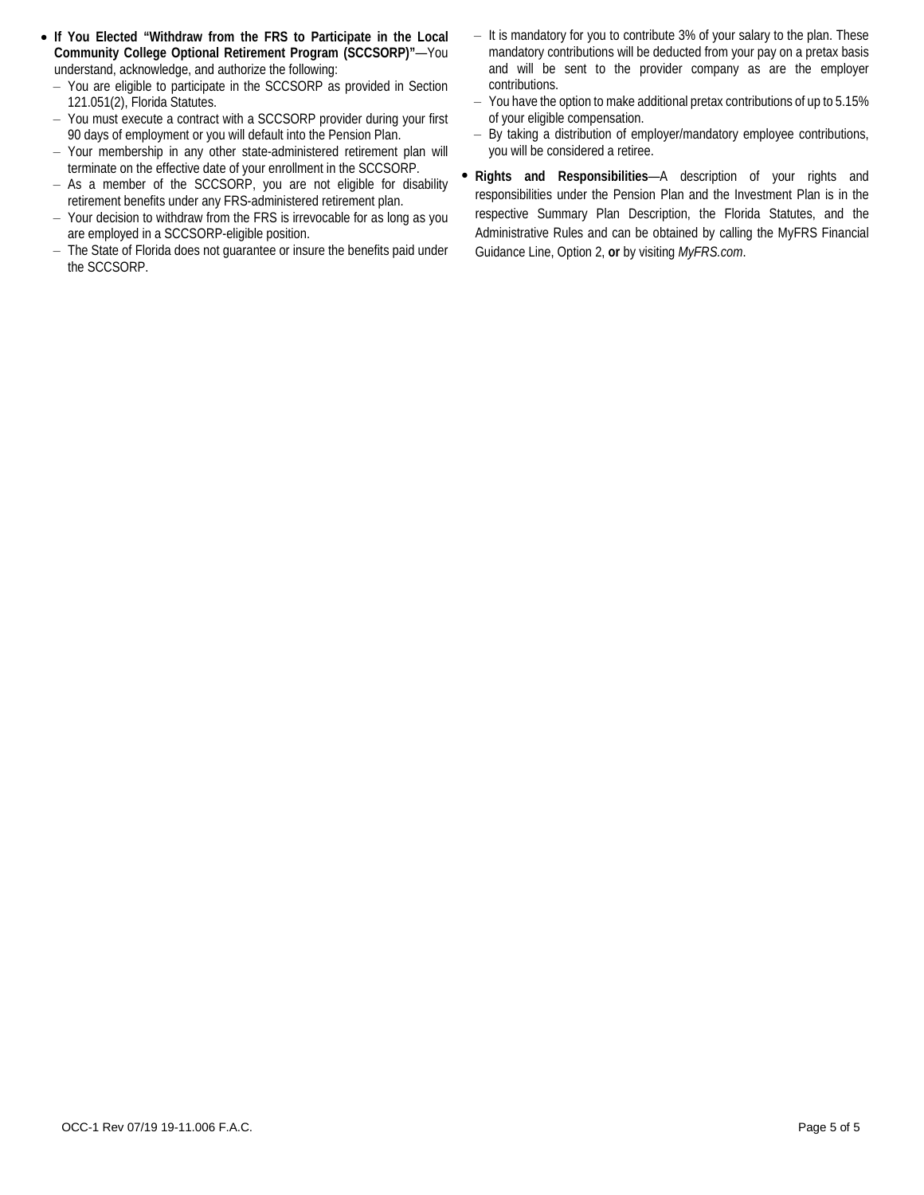- **If You Elected "Withdraw from the FRS to Participate in the Local Community College Optional Retirement Program (SCCSORP)"**—You understand, acknowledge, and authorize the following:
  - You are eligible to participate in the SCCSORP as provided in Section 121.051(2), Florida Statutes.
  - You must execute a contract with a SCCSORP provider during your first 90 days of employment or you will default into the Pension Plan.
  - Your membership in any other state-administered retirement plan will terminate on the effective date of your enrollment in the SCCSORP.
  - As a member of the SCCSORP, you are not eligible for disability retirement benefits under any FRS-administered retirement plan.
  - Your decision to withdraw from the FRS is irrevocable for as long as you are employed in a SCCSORP-eligible position.
  - The State of Florida does not guarantee or insure the benefits paid under the SCCSORP.
  - It is mandatory for you to contribute 3% of your salary to the plan. These mandatory contributions will be deducted from your pay on a pretax basis and will be sent to the provider company as are the employer contributions.
  - You have the option to make additional pretax contributions of up to 5.15% of your eligible compensation.
  - By taking a distribution of employer/mandatory employee contributions, you will be considered a retiree.
- **Rights and Responsibilities**—A description of your rights and responsibilities under the Pension Plan and the Investment Plan is in the respective Summary Plan Description, the Florida Statutes, and the Administrative Rules and can be obtained by calling the MyFRS Financial Guidance Line, Option 2, **or** by visiting *MyFRS.com*.

OCC-1 Rev 07/19 19-11.006 F.A.C.